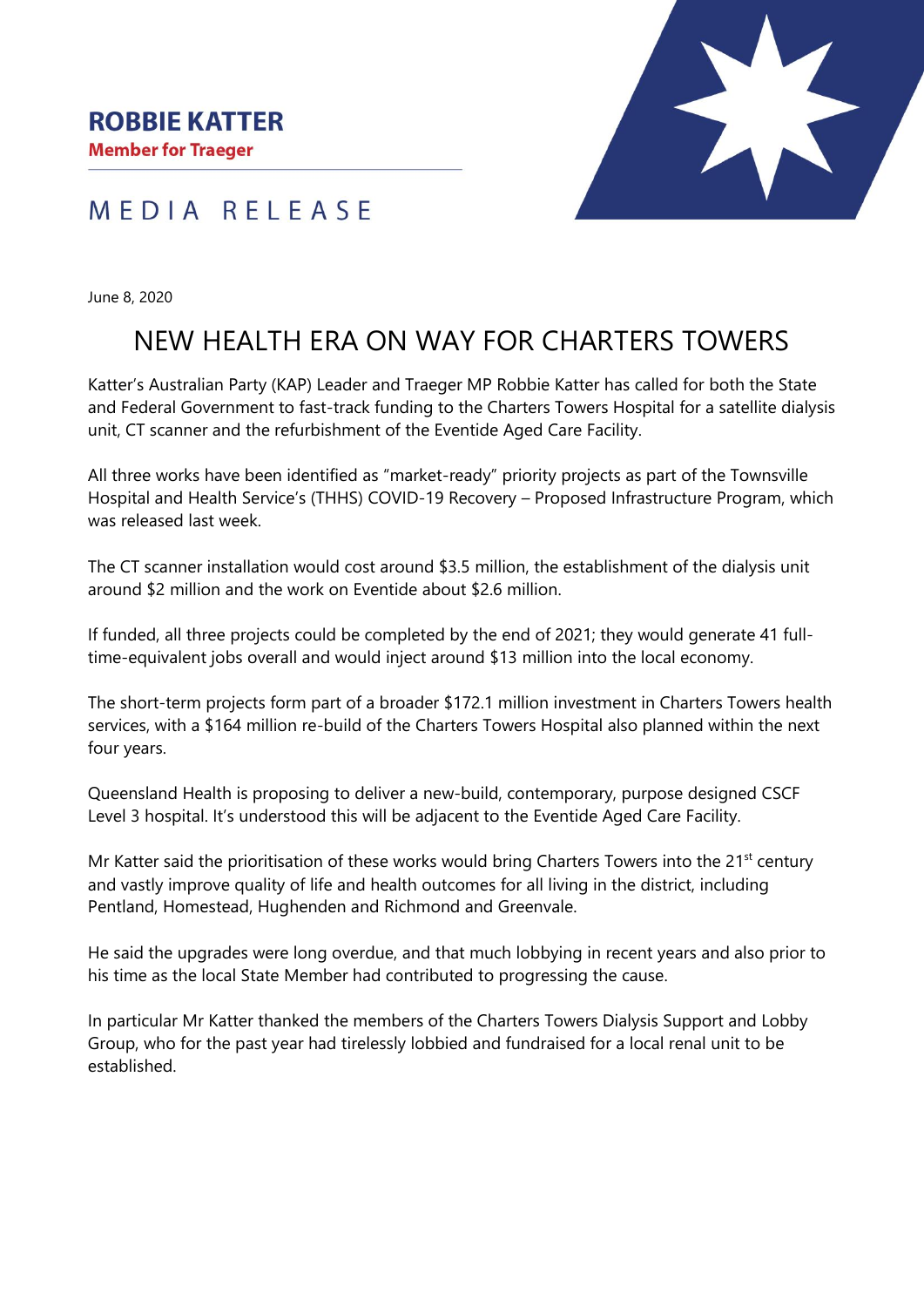**ROBBIE KATTER**

**Member for Traeger**

MEDIA RELEASE

June 8, 2020

# NEW HEALTH ERA ON WAY FOR CHARTERS TOWERS

Katter's Australian Party (KAP) Leader and Traeger MP Robbie Katter has called for both the State and Federal Government to fast-track funding to the Charters Towers Hospital for a satellite dialysis unit, CT scanner and the refurbishment of the Eventide Aged Care Facility.

All three works have been identified as "market-ready" priority projects as part of the Townsville Hospital and Health Service's (THHS) COVID-19 Recovery – Proposed Infrastructure Program, which was released last week.

The CT scanner installation would cost around $3.5 million, the establishment of the dialysis unit around $2 million and the work on Eventide about $2.6 million.

If funded, all three projects could be completed by the end of 2021; they would generate 41 full-time-equivalent jobs overall and would inject around $13 million into the local economy.

The short-term projects form part of a broader $172.1 million investment in Charters Towers health services, with a $164 million re-build of the Charters Towers Hospital also planned within the next four years.

Queensland Health is proposing to deliver a new-build, contemporary, purpose designed CSCF Level 3 hospital. It's understood this will be adjacent to the Eventide Aged Care Facility.

Mr Katter said the prioritisation of these works would bring Charters Towers into the 21st century and vastly improve quality of life and health outcomes for all living in the district, including Pentland, Homestead, Hughenden and Richmond and Greenvale.

He said the upgrades were long overdue, and that much lobbying in recent years and also prior to his time as the local State Member had contributed to progressing the cause.

In particular Mr Katter thanked the members of the Charters Towers Dialysis Support and Lobby Group, who for the past year had tirelessly lobbied and fundraised for a local renal unit to be established.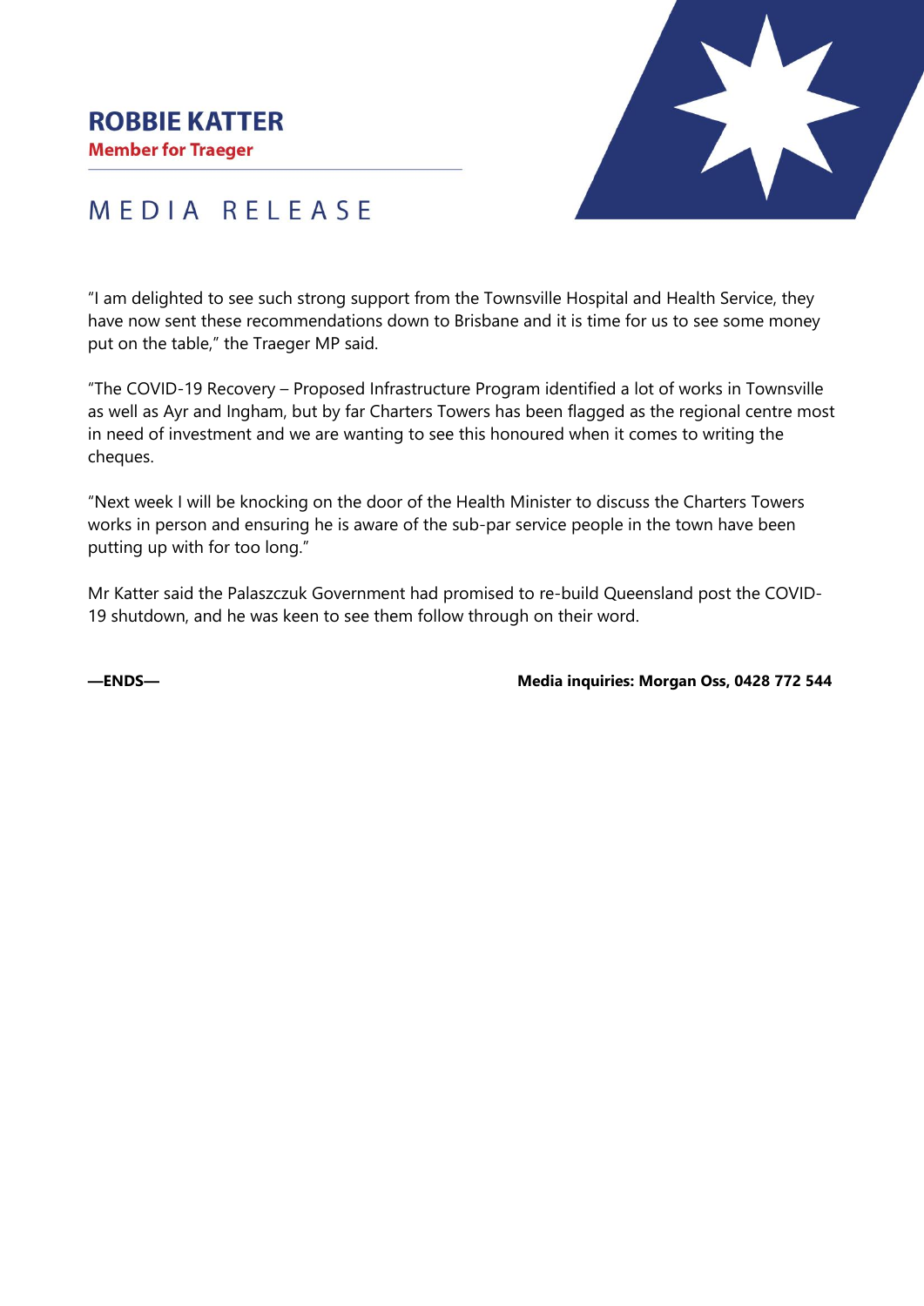# ROBBIE KATTER

**Member for Traeger**

## MEDIA RELEASE

"I am delighted to see such strong support from the Townsville Hospital and Health Service, they have now sent these recommendations down to Brisbane and it is time for us to see some money put on the table," the Traeger MP said.

"The COVID-19 Recovery – Proposed Infrastructure Program identified a lot of works in Townsville as well as Ayr and Ingham, but by far Charters Towers has been flagged as the regional centre most in need of investment and we are wanting to see this honoured when it comes to writing the cheques.

"Next week I will be knocking on the door of the Health Minister to discuss the Charters Towers works in person and ensuring he is aware of the sub-par service people in the town have been putting up with for too long."

Mr Katter said the Palaszczuk Government had promised to re-build Queensland post the COVID-19 shutdown, and he was keen to see them follow through on their word.

**—ENDS—**

**Media inquiries: Morgan Oss, 0428 772 544**